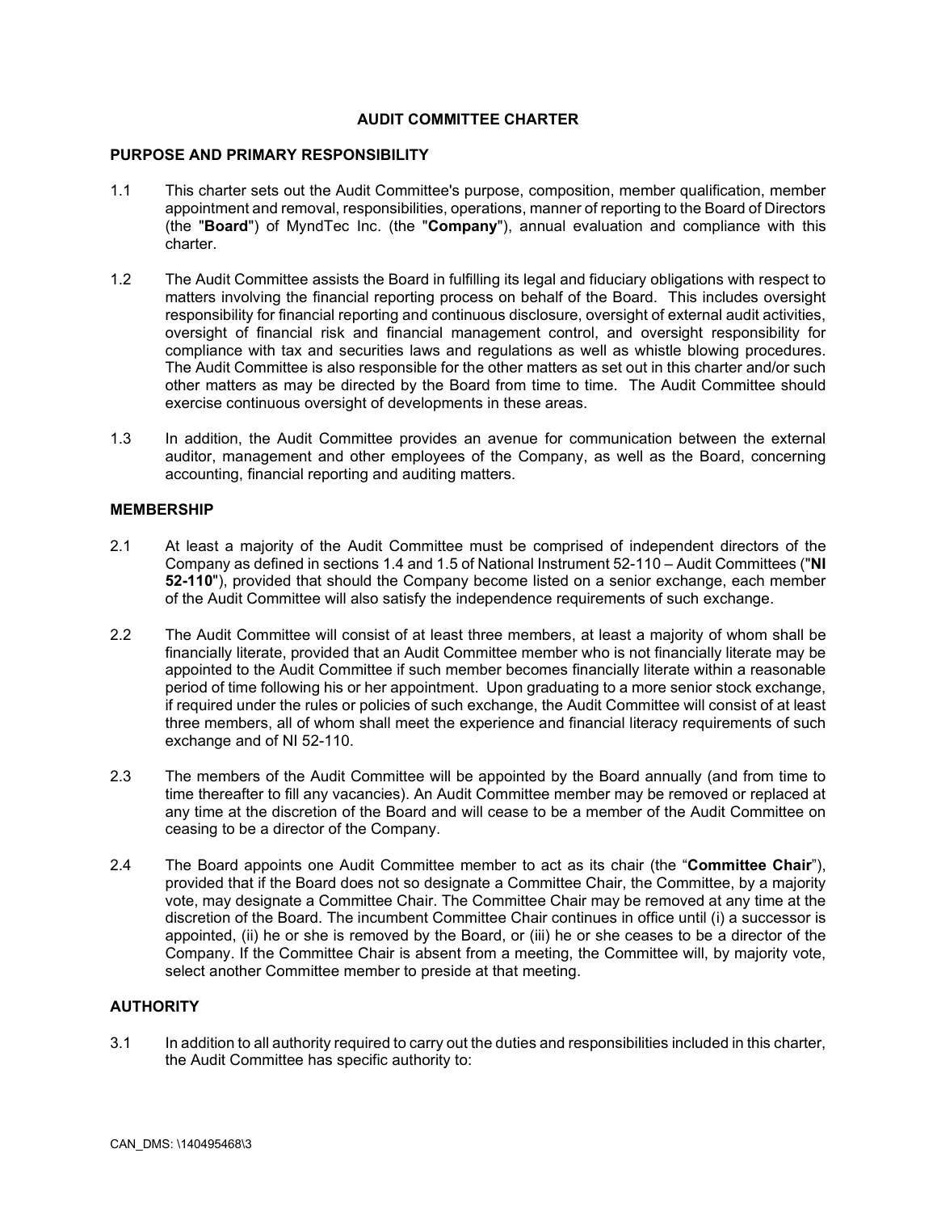# AUDIT COMMITTEE CHARTER

## PURPOSE AND PRIMARY RESPONSIBILITY

1.1 This charter sets out the Audit Committee's purpose, composition, member qualification, member appointment and removal, responsibilities, operations, manner of reporting to the Board of Directors (the "**Board**") of MyndTec Inc. (the "**Company**"), annual evaluation and compliance with this charter.

1.2 The Audit Committee assists the Board in fulfilling its legal and fiduciary obligations with respect to matters involving the financial reporting process on behalf of the Board. This includes oversight responsibility for financial reporting and continuous disclosure, oversight of external audit activities, oversight of financial risk and financial management control, and oversight responsibility for compliance with tax and securities laws and regulations as well as whistle blowing procedures. The Audit Committee is also responsible for the other matters as set out in this charter and/or such other matters as may be directed by the Board from time to time. The Audit Committee should exercise continuous oversight of developments in these areas.

1.3 In addition, the Audit Committee provides an avenue for communication between the external auditor, management and other employees of the Company, as well as the Board, concerning accounting, financial reporting and auditing matters.

## MEMBERSHIP

2.1 At least a majority of the Audit Committee must be comprised of independent directors of the Company as defined in sections 1.4 and 1.5 of National Instrument 52-110 – Audit Committees ("**NI 52-110**"), provided that should the Company become listed on a senior exchange, each member of the Audit Committee will also satisfy the independence requirements of such exchange.

2.2 The Audit Committee will consist of at least three members, at least a majority of whom shall be financially literate, provided that an Audit Committee member who is not financially literate may be appointed to the Audit Committee if such member becomes financially literate within a reasonable period of time following his or her appointment. Upon graduating to a more senior stock exchange, if required under the rules or policies of such exchange, the Audit Committee will consist of at least three members, all of whom shall meet the experience and financial literacy requirements of such exchange and of NI 52-110.

2.3 The members of the Audit Committee will be appointed by the Board annually (and from time to time thereafter to fill any vacancies). An Audit Committee member may be removed or replaced at any time at the discretion of the Board and will cease to be a member of the Audit Committee on ceasing to be a director of the Company.

2.4 The Board appoints one Audit Committee member to act as its chair (the "**Committee Chair**"), provided that if the Board does not so designate a Committee Chair, the Committee, by a majority vote, may designate a Committee Chair. The Committee Chair may be removed at any time at the discretion of the Board. The incumbent Committee Chair continues in office until (i) a successor is appointed, (ii) he or she is removed by the Board, or (iii) he or she ceases to be a director of the Company. If the Committee Chair is absent from a meeting, the Committee will, by majority vote, select another Committee member to preside at that meeting.

## AUTHORITY

3.1 In addition to all authority required to carry out the duties and responsibilities included in this charter, the Audit Committee has specific authority to: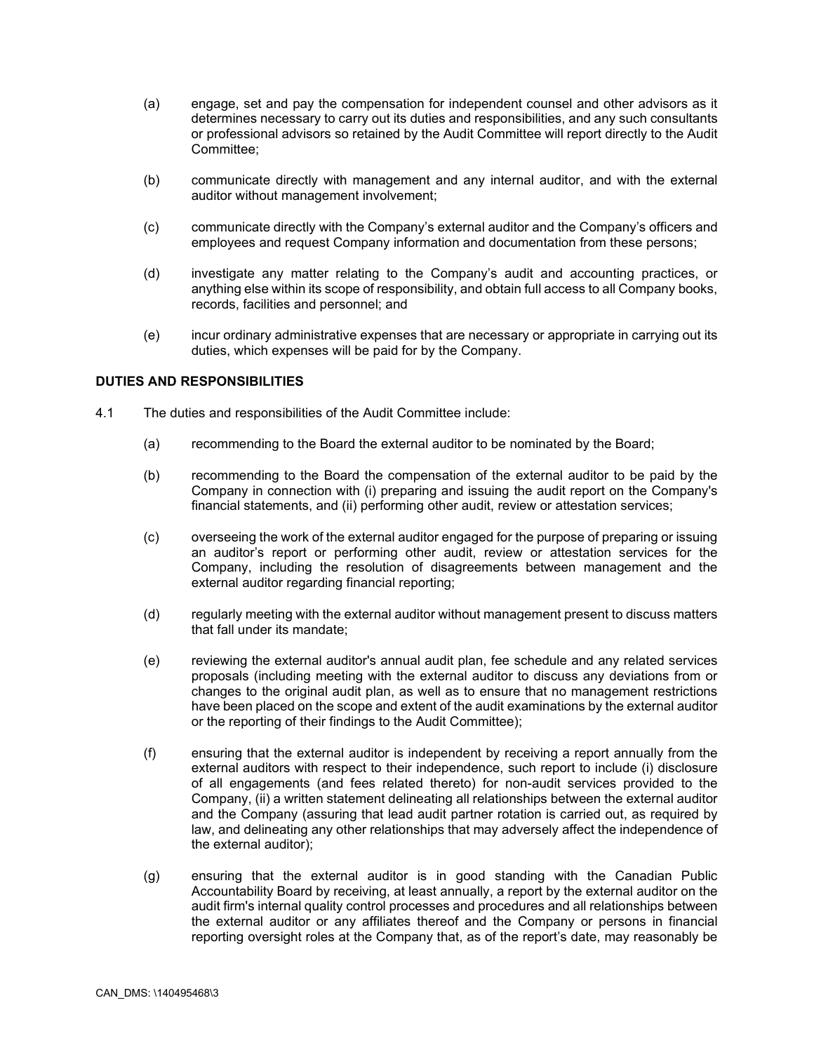(a) engage, set and pay the compensation for independent counsel and other advisors as it determines necessary to carry out its duties and responsibilities, and any such consultants or professional advisors so retained by the Audit Committee will report directly to the Audit Committee;

(b) communicate directly with management and any internal auditor, and with the external auditor without management involvement;

(c) communicate directly with the Company's external auditor and the Company's officers and employees and request Company information and documentation from these persons;

(d) investigate any matter relating to the Company's audit and accounting practices, or anything else within its scope of responsibility, and obtain full access to all Company books, records, facilities and personnel; and

(e) incur ordinary administrative expenses that are necessary or appropriate in carrying out its duties, which expenses will be paid for by the Company.

**DUTIES AND RESPONSIBILITIES**

4.1 The duties and responsibilities of the Audit Committee include:

(a) recommending to the Board the external auditor to be nominated by the Board;

(b) recommending to the Board the compensation of the external auditor to be paid by the Company in connection with (i) preparing and issuing the audit report on the Company's financial statements, and (ii) performing other audit, review or attestation services;

(c) overseeing the work of the external auditor engaged for the purpose of preparing or issuing an auditor's report or performing other audit, review or attestation services for the Company, including the resolution of disagreements between management and the external auditor regarding financial reporting;

(d) regularly meeting with the external auditor without management present to discuss matters that fall under its mandate;

(e) reviewing the external auditor's annual audit plan, fee schedule and any related services proposals (including meeting with the external auditor to discuss any deviations from or changes to the original audit plan, as well as to ensure that no management restrictions have been placed on the scope and extent of the audit examinations by the external auditor or the reporting of their findings to the Audit Committee);

(f) ensuring that the external auditor is independent by receiving a report annually from the external auditors with respect to their independence, such report to include (i) disclosure of all engagements (and fees related thereto) for non-audit services provided to the Company, (ii) a written statement delineating all relationships between the external auditor and the Company (assuring that lead audit partner rotation is carried out, as required by law, and delineating any other relationships that may adversely affect the independence of the external auditor);

(g) ensuring that the external auditor is in good standing with the Canadian Public Accountability Board by receiving, at least annually, a report by the external auditor on the audit firm's internal quality control processes and procedures and all relationships between the external auditor or any affiliates thereof and the Company or persons in financial reporting oversight roles at the Company that, as of the report's date, may reasonably be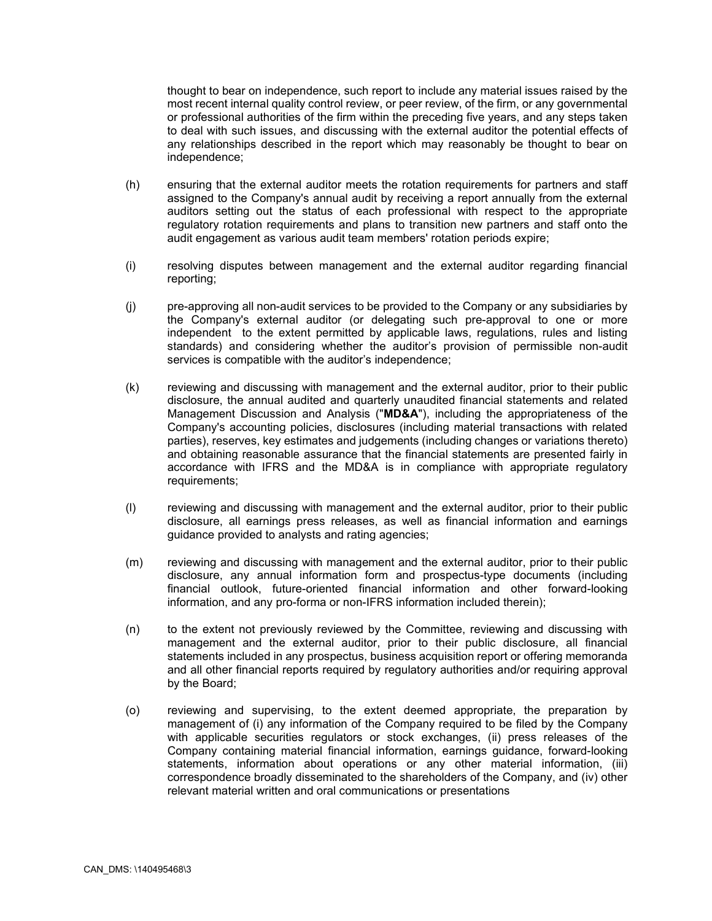thought to bear on independence, such report to include any material issues raised by the most recent internal quality control review, or peer review, of the firm, or any governmental or professional authorities of the firm within the preceding five years, and any steps taken to deal with such issues, and discussing with the external auditor the potential effects of any relationships described in the report which may reasonably be thought to bear on independence;

(h) ensuring that the external auditor meets the rotation requirements for partners and staff assigned to the Company's annual audit by receiving a report annually from the external auditors setting out the status of each professional with respect to the appropriate regulatory rotation requirements and plans to transition new partners and staff onto the audit engagement as various audit team members' rotation periods expire;

(i) resolving disputes between management and the external auditor regarding financial reporting;

(j) pre-approving all non-audit services to be provided to the Company or any subsidiaries by the Company's external auditor (or delegating such pre-approval to one or more independent to the extent permitted by applicable laws, regulations, rules and listing standards) and considering whether the auditor's provision of permissible non-audit services is compatible with the auditor's independence;

(k) reviewing and discussing with management and the external auditor, prior to their public disclosure, the annual audited and quarterly unaudited financial statements and related Management Discussion and Analysis ("**MD&A**"), including the appropriateness of the Company's accounting policies, disclosures (including material transactions with related parties), reserves, key estimates and judgements (including changes or variations thereto) and obtaining reasonable assurance that the financial statements are presented fairly in accordance with IFRS and the MD&A is in compliance with appropriate regulatory requirements;

(l) reviewing and discussing with management and the external auditor, prior to their public disclosure, all earnings press releases, as well as financial information and earnings guidance provided to analysts and rating agencies;

(m) reviewing and discussing with management and the external auditor, prior to their public disclosure, any annual information form and prospectus-type documents (including financial outlook, future-oriented financial information and other forward-looking information, and any pro-forma or non-IFRS information included therein);

(n) to the extent not previously reviewed by the Committee, reviewing and discussing with management and the external auditor, prior to their public disclosure, all financial statements included in any prospectus, business acquisition report or offering memoranda and all other financial reports required by regulatory authorities and/or requiring approval by the Board;

(o) reviewing and supervising, to the extent deemed appropriate, the preparation by management of (i) any information of the Company required to be filed by the Company with applicable securities regulators or stock exchanges, (ii) press releases of the Company containing material financial information, earnings guidance, forward-looking statements, information about operations or any other material information, (iii) correspondence broadly disseminated to the shareholders of the Company, and (iv) other relevant material written and oral communications or presentations

CAN_DMS: \140495468\3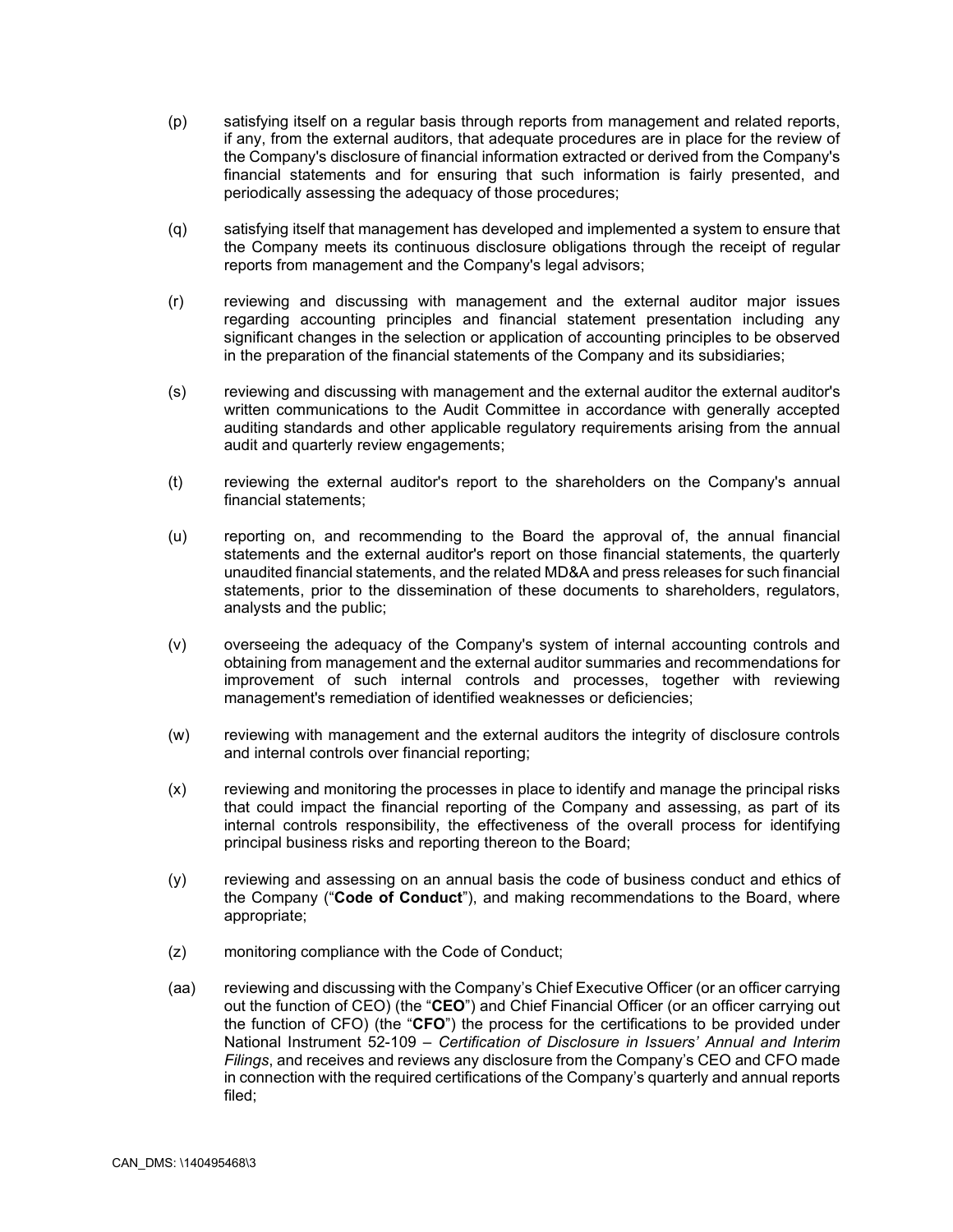(p) satisfying itself on a regular basis through reports from management and related reports, if any, from the external auditors, that adequate procedures are in place for the review of the Company's disclosure of financial information extracted or derived from the Company's financial statements and for ensuring that such information is fairly presented, and periodically assessing the adequacy of those procedures;

(q) satisfying itself that management has developed and implemented a system to ensure that the Company meets its continuous disclosure obligations through the receipt of regular reports from management and the Company's legal advisors;

(r) reviewing and discussing with management and the external auditor major issues regarding accounting principles and financial statement presentation including any significant changes in the selection or application of accounting principles to be observed in the preparation of the financial statements of the Company and its subsidiaries;

(s) reviewing and discussing with management and the external auditor the external auditor's written communications to the Audit Committee in accordance with generally accepted auditing standards and other applicable regulatory requirements arising from the annual audit and quarterly review engagements;

(t) reviewing the external auditor's report to the shareholders on the Company's annual financial statements;

(u) reporting on, and recommending to the Board the approval of, the annual financial statements and the external auditor's report on those financial statements, the quarterly unaudited financial statements, and the related MD&A and press releases for such financial statements, prior to the dissemination of these documents to shareholders, regulators, analysts and the public;

(v) overseeing the adequacy of the Company's system of internal accounting controls and obtaining from management and the external auditor summaries and recommendations for improvement of such internal controls and processes, together with reviewing management's remediation of identified weaknesses or deficiencies;

(w) reviewing with management and the external auditors the integrity of disclosure controls and internal controls over financial reporting;

(x) reviewing and monitoring the processes in place to identify and manage the principal risks that could impact the financial reporting of the Company and assessing, as part of its internal controls responsibility, the effectiveness of the overall process for identifying principal business risks and reporting thereon to the Board;

(y) reviewing and assessing on an annual basis the code of business conduct and ethics of the Company ("**Code of Conduct**"), and making recommendations to the Board, where appropriate;

(z) monitoring compliance with the Code of Conduct;

(aa) reviewing and discussing with the Company's Chief Executive Officer (or an officer carrying out the function of CEO) (the "**CEO**") and Chief Financial Officer (or an officer carrying out the function of CFO) (the "**CFO**") the process for the certifications to be provided under National Instrument 52-109 – *Certification of Disclosure in Issuers' Annual and Interim Filings*, and receives and reviews any disclosure from the Company's CEO and CFO made in connection with the required certifications of the Company's quarterly and annual reports filed;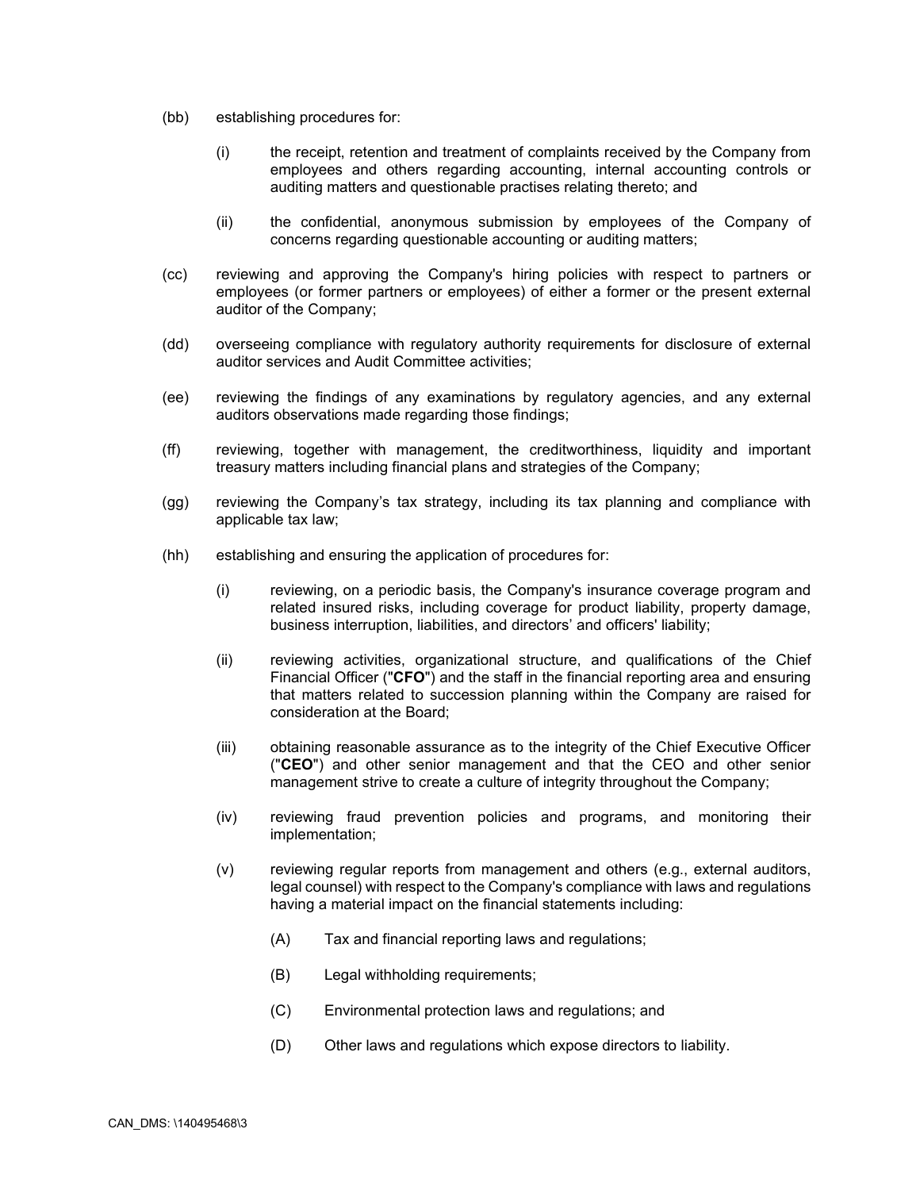(bb) establishing procedures for:

  (i) the receipt, retention and treatment of complaints received by the Company from employees and others regarding accounting, internal accounting controls or auditing matters and questionable practises relating thereto; and

  (ii) the confidential, anonymous submission by employees of the Company of concerns regarding questionable accounting or auditing matters;

(cc) reviewing and approving the Company's hiring policies with respect to partners or employees (or former partners or employees) of either a former or the present external auditor of the Company;

(dd) overseeing compliance with regulatory authority requirements for disclosure of external auditor services and Audit Committee activities;

(ee) reviewing the findings of any examinations by regulatory agencies, and any external auditors observations made regarding those findings;

(ff) reviewing, together with management, the creditworthiness, liquidity and important treasury matters including financial plans and strategies of the Company;

(gg) reviewing the Company's tax strategy, including its tax planning and compliance with applicable tax law;

(hh) establishing and ensuring the application of procedures for:

  (i) reviewing, on a periodic basis, the Company's insurance coverage program and related insured risks, including coverage for product liability, property damage, business interruption, liabilities, and directors' and officers' liability;

  (ii) reviewing activities, organizational structure, and qualifications of the Chief Financial Officer ("**CFO**") and the staff in the financial reporting area and ensuring that matters related to succession planning within the Company are raised for consideration at the Board;

  (iii) obtaining reasonable assurance as to the integrity of the Chief Executive Officer ("**CEO**") and other senior management and that the CEO and other senior management strive to create a culture of integrity throughout the Company;

  (iv) reviewing fraud prevention policies and programs, and monitoring their implementation;

  (v) reviewing regular reports from management and others (e.g., external auditors, legal counsel) with respect to the Company's compliance with laws and regulations having a material impact on the financial statements including:

    (A) Tax and financial reporting laws and regulations;

    (B) Legal withholding requirements;

    (C) Environmental protection laws and regulations; and

    (D) Other laws and regulations which expose directors to liability.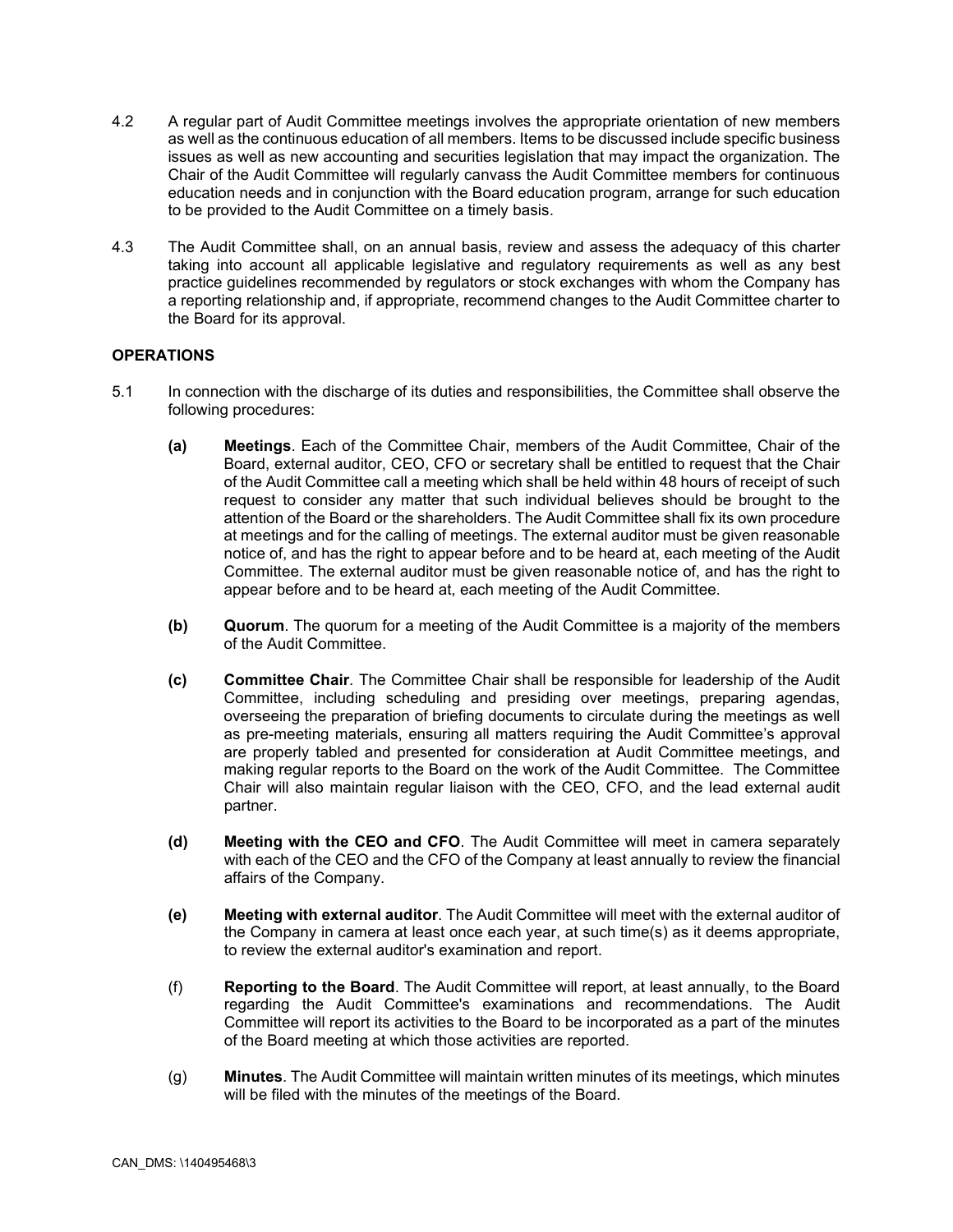4.2 A regular part of Audit Committee meetings involves the appropriate orientation of new members as well as the continuous education of all members. Items to be discussed include specific business issues as well as new accounting and securities legislation that may impact the organization. The Chair of the Audit Committee will regularly canvass the Audit Committee members for continuous education needs and in conjunction with the Board education program, arrange for such education to be provided to the Audit Committee on a timely basis.

4.3 The Audit Committee shall, on an annual basis, review and assess the adequacy of this charter taking into account all applicable legislative and regulatory requirements as well as any best practice guidelines recommended by regulators or stock exchanges with whom the Company has a reporting relationship and, if appropriate, recommend changes to the Audit Committee charter to the Board for its approval.

**OPERATIONS**

5.1 In connection with the discharge of its duties and responsibilities, the Committee shall observe the following procedures:

**(a)** **Meetings**. Each of the Committee Chair, members of the Audit Committee, Chair of the Board, external auditor, CEO, CFO or secretary shall be entitled to request that the Chair of the Audit Committee call a meeting which shall be held within 48 hours of receipt of such request to consider any matter that such individual believes should be brought to the attention of the Board or the shareholders. The Audit Committee shall fix its own procedure at meetings and for the calling of meetings. The external auditor must be given reasonable notice of, and has the right to appear before and to be heard at, each meeting of the Audit Committee. The external auditor must be given reasonable notice of, and has the right to appear before and to be heard at, each meeting of the Audit Committee.

**(b)** **Quorum**. The quorum for a meeting of the Audit Committee is a majority of the members of the Audit Committee.

**(c)** **Committee Chair**. The Committee Chair shall be responsible for leadership of the Audit Committee, including scheduling and presiding over meetings, preparing agendas, overseeing the preparation of briefing documents to circulate during the meetings as well as pre-meeting materials, ensuring all matters requiring the Audit Committee's approval are properly tabled and presented for consideration at Audit Committee meetings, and making regular reports to the Board on the work of the Audit Committee. The Committee Chair will also maintain regular liaison with the CEO, CFO, and the lead external audit partner.

**(d)** **Meeting with the CEO and CFO**. The Audit Committee will meet in camera separately with each of the CEO and the CFO of the Company at least annually to review the financial affairs of the Company.

**(e)** **Meeting with external auditor**. The Audit Committee will meet with the external auditor of the Company in camera at least once each year, at such time(s) as it deems appropriate, to review the external auditor's examination and report.

(f) **Reporting to the Board**. The Audit Committee will report, at least annually, to the Board regarding the Audit Committee's examinations and recommendations. The Audit Committee will report its activities to the Board to be incorporated as a part of the minutes of the Board meeting at which those activities are reported.

(g) **Minutes**. The Audit Committee will maintain written minutes of its meetings, which minutes will be filed with the minutes of the meetings of the Board.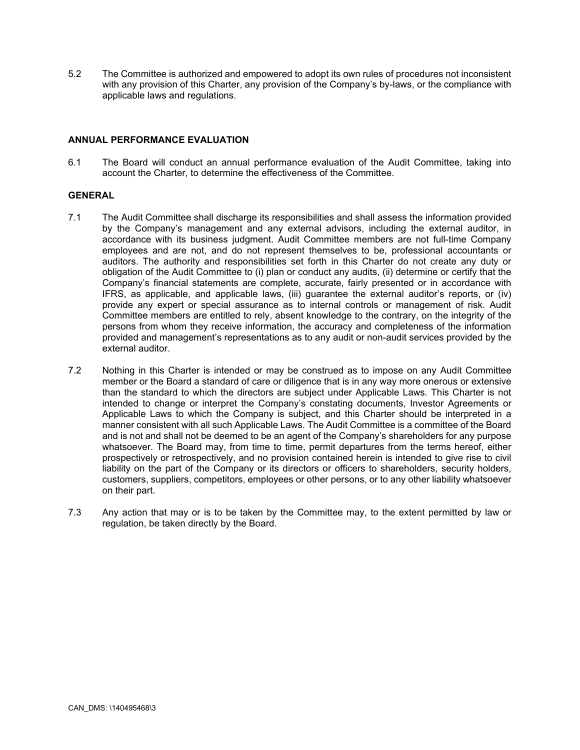5.2 The Committee is authorized and empowered to adopt its own rules of procedures not inconsistent with any provision of this Charter, any provision of the Company's by-laws, or the compliance with applicable laws and regulations.

## ANNUAL PERFORMANCE EVALUATION

6.1 The Board will conduct an annual performance evaluation of the Audit Committee, taking into account the Charter, to determine the effectiveness of the Committee.

## GENERAL

7.1 The Audit Committee shall discharge its responsibilities and shall assess the information provided by the Company's management and any external advisors, including the external auditor, in accordance with its business judgment. Audit Committee members are not full-time Company employees and are not, and do not represent themselves to be, professional accountants or auditors. The authority and responsibilities set forth in this Charter do not create any duty or obligation of the Audit Committee to (i) plan or conduct any audits, (ii) determine or certify that the Company's financial statements are complete, accurate, fairly presented or in accordance with IFRS, as applicable, and applicable laws, (iii) guarantee the external auditor's reports, or (iv) provide any expert or special assurance as to internal controls or management of risk. Audit Committee members are entitled to rely, absent knowledge to the contrary, on the integrity of the persons from whom they receive information, the accuracy and completeness of the information provided and management's representations as to any audit or non-audit services provided by the external auditor.

7.2 Nothing in this Charter is intended or may be construed as to impose on any Audit Committee member or the Board a standard of care or diligence that is in any way more onerous or extensive than the standard to which the directors are subject under Applicable Laws. This Charter is not intended to change or interpret the Company's constating documents, Investor Agreements or Applicable Laws to which the Company is subject, and this Charter should be interpreted in a manner consistent with all such Applicable Laws. The Audit Committee is a committee of the Board and is not and shall not be deemed to be an agent of the Company's shareholders for any purpose whatsoever. The Board may, from time to time, permit departures from the terms hereof, either prospectively or retrospectively, and no provision contained herein is intended to give rise to civil liability on the part of the Company or its directors or officers to shareholders, security holders, customers, suppliers, competitors, employees or other persons, or to any other liability whatsoever on their part.

7.3 Any action that may or is to be taken by the Committee may, to the extent permitted by law or regulation, be taken directly by the Board.

CAN_DMS: \140495468\3